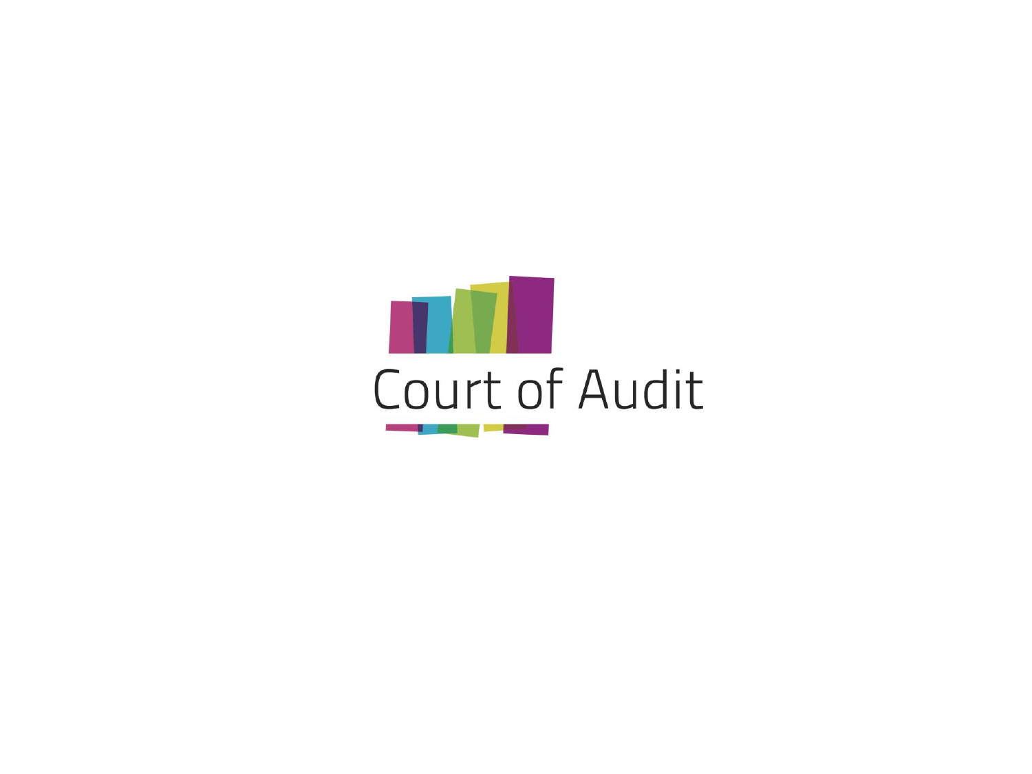Court of Audit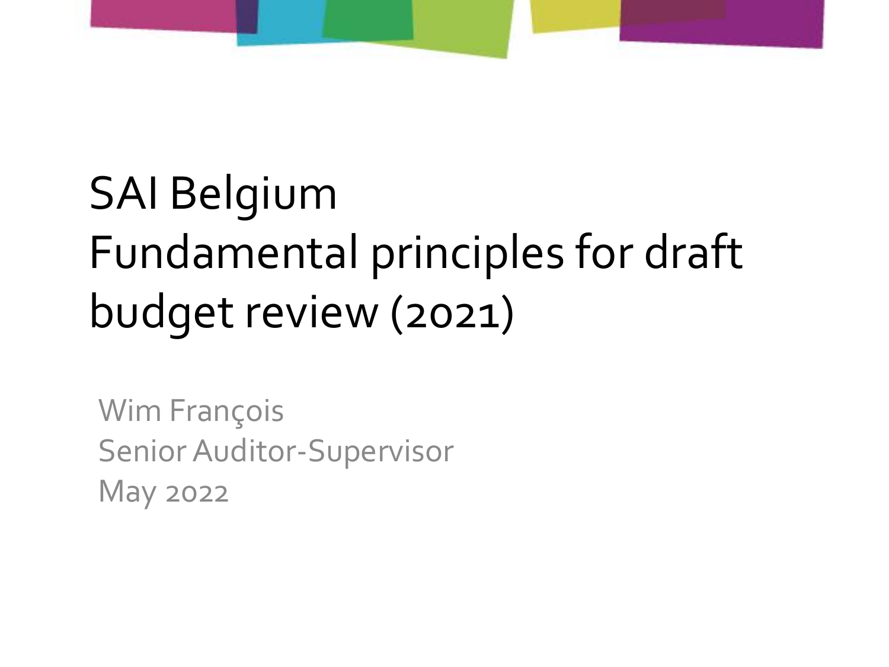# SAI Belgium
# Fundamental principles for draft budget review (2021)

Wim François
Senior Auditor-Supervisor
May 2022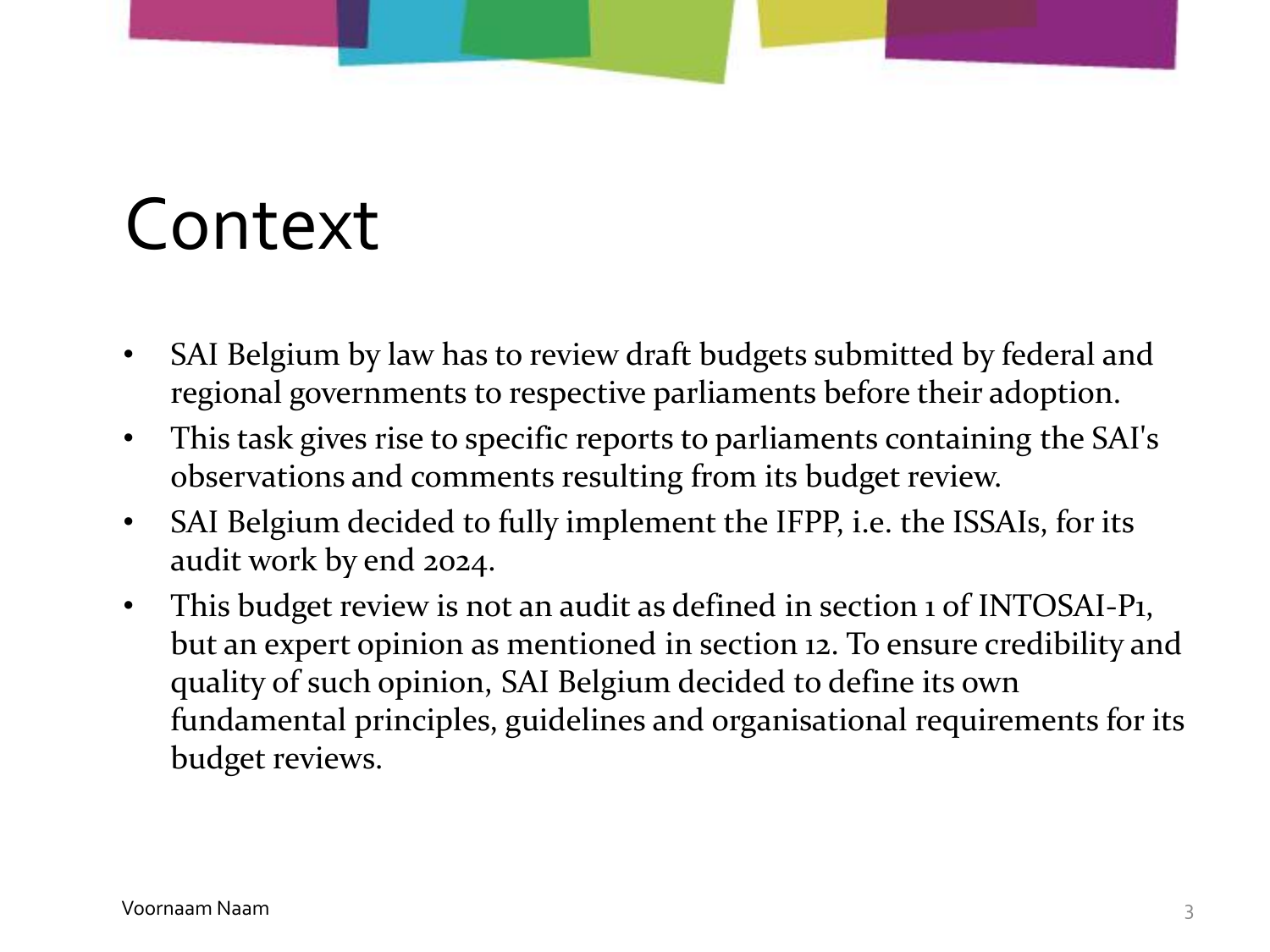# Context

- SAI Belgium by law has to review draft budgets submitted by federal and regional governments to respective parliaments before their adoption.
- This task gives rise to specific reports to parliaments containing the SAI's observations and comments resulting from its budget review.
- SAI Belgium decided to fully implement the IFPP, i.e. the ISSAIs, for its audit work by end 2024.
- This budget review is not an audit as defined in section 1 of INTOSAI-P1, but an expert opinion as mentioned in section 12. To ensure credibility and quality of such opinion, SAI Belgium decided to define its own fundamental principles, guidelines and organisational requirements for its budget reviews.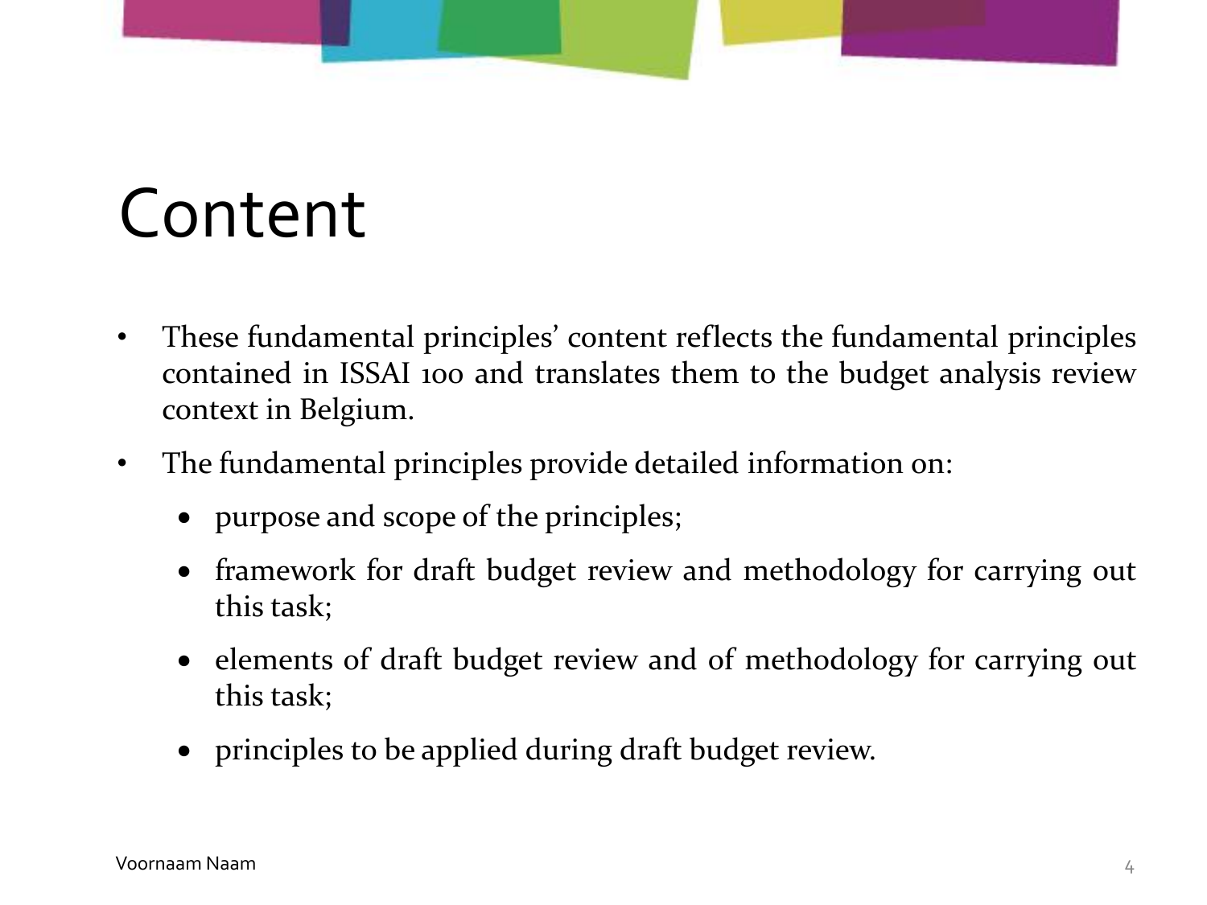# Content

- These fundamental principles' content reflects the fundamental principles contained in ISSAI 100 and translates them to the budget analysis review context in Belgium.
- The fundamental principles provide detailed information on:
  - purpose and scope of the principles;
  - framework for draft budget review and methodology for carrying out this task;
  - elements of draft budget review and of methodology for carrying out this task;
  - principles to be applied during draft budget review.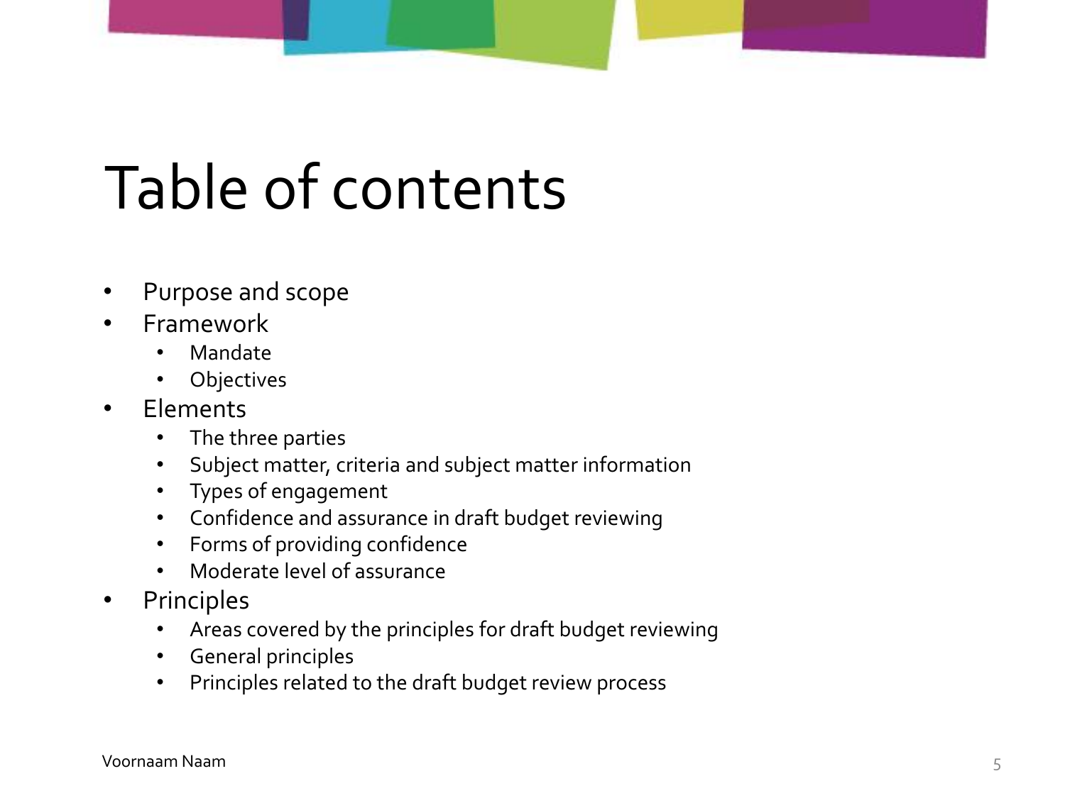# Table of contents

- Purpose and scope
- Framework
  - Mandate
  - Objectives
- Elements
  - The three parties
  - Subject matter, criteria and subject matter information
  - Types of engagement
  - Confidence and assurance in draft budget reviewing
  - Forms of providing confidence
  - Moderate level of assurance
- Principles
  - Areas covered by the principles for draft budget reviewing
  - General principles
  - Principles related to the draft budget review process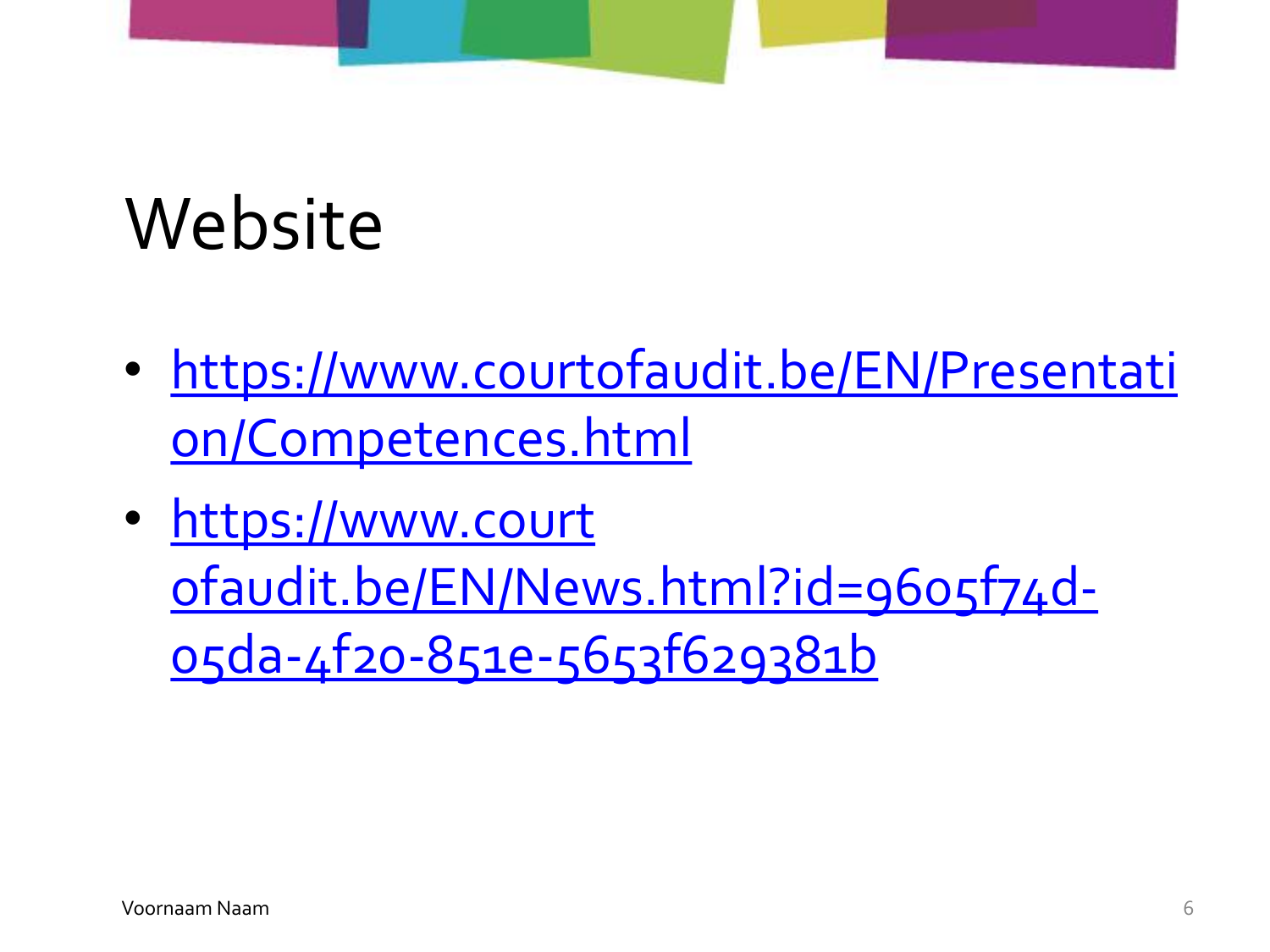# Website

- https://www.courtofaudit.be/EN/Presentation/Competences.html
- https://www.courtofaudit.be/EN/News.html?id=9605f74d-05da-4f20-851e-5653f629381b

Voornaam Naam